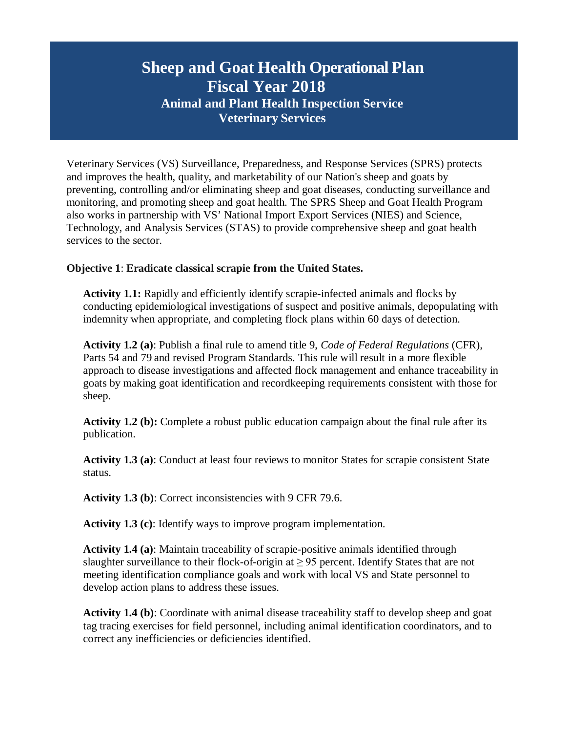# Sheep and Goat Health Operational Plan
# Fiscal Year 2018
## Animal and Plant Health Inspection Service
## Veterinary Services

Veterinary Services (VS) Surveillance, Preparedness, and Response Services (SPRS) protects and improves the health, quality, and marketability of our Nation's sheep and goats by preventing, controlling and/or eliminating sheep and goat diseases, conducting surveillance and monitoring, and promoting sheep and goat health. The SPRS Sheep and Goat Health Program also works in partnership with VS' National Import Export Services (NIES) and Science, Technology, and Analysis Services (STAS) to provide comprehensive sheep and goat health services to the sector.

**Objective 1**: **Eradicate classical scrapie from the United States.**

**Activity 1.1:** Rapidly and efficiently identify scrapie-infected animals and flocks by conducting epidemiological investigations of suspect and positive animals, depopulating with indemnity when appropriate, and completing flock plans within 60 days of detection.

**Activity 1.2 (a)**: Publish a final rule to amend title 9, *Code of Federal Regulations* (CFR), Parts 54 and 79 and revised Program Standards. This rule will result in a more flexible approach to disease investigations and affected flock management and enhance traceability in goats by making goat identification and recordkeeping requirements consistent with those for sheep.

**Activity 1.2 (b):** Complete a robust public education campaign about the final rule after its publication.

**Activity 1.3 (a)**: Conduct at least four reviews to monitor States for scrapie consistent State status.

**Activity 1.3 (b)**: Correct inconsistencies with 9 CFR 79.6.

**Activity 1.3 (c)**: Identify ways to improve program implementation.

**Activity 1.4 (a)**: Maintain traceability of scrapie-positive animals identified through slaughter surveillance to their flock-of-origin at $\geq$ 95 percent. Identify States that are not meeting identification compliance goals and work with local VS and State personnel to develop action plans to address these issues.

**Activity 1.4 (b)**: Coordinate with animal disease traceability staff to develop sheep and goat tag tracing exercises for field personnel, including animal identification coordinators, and to correct any inefficiencies or deficiencies identified.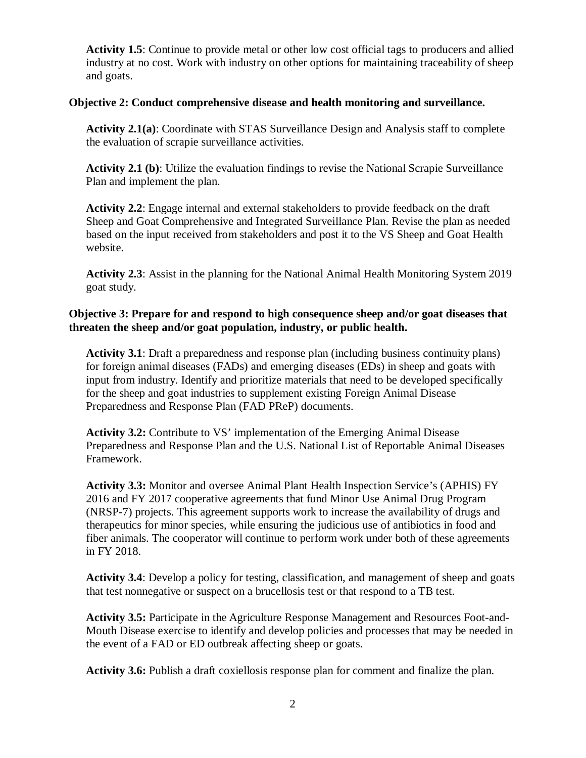**Activity 1.5**: Continue to provide metal or other low cost official tags to producers and allied industry at no cost. Work with industry on other options for maintaining traceability of sheep and goats.

**Objective 2: Conduct comprehensive disease and health monitoring and surveillance.**

**Activity 2.1(a)**: Coordinate with STAS Surveillance Design and Analysis staff to complete the evaluation of scrapie surveillance activities.

**Activity 2.1 (b)**: Utilize the evaluation findings to revise the National Scrapie Surveillance Plan and implement the plan.

**Activity 2.2**: Engage internal and external stakeholders to provide feedback on the draft Sheep and Goat Comprehensive and Integrated Surveillance Plan. Revise the plan as needed based on the input received from stakeholders and post it to the VS Sheep and Goat Health website.

**Activity 2.3**: Assist in the planning for the National Animal Health Monitoring System 2019 goat study.

**Objective 3: Prepare for and respond to high consequence sheep and/or goat diseases that threaten the sheep and/or goat population, industry, or public health.**

**Activity 3.1**: Draft a preparedness and response plan (including business continuity plans) for foreign animal diseases (FADs) and emerging diseases (EDs) in sheep and goats with input from industry. Identify and prioritize materials that need to be developed specifically for the sheep and goat industries to supplement existing Foreign Animal Disease Preparedness and Response Plan (FAD PReP) documents.

**Activity 3.2:** Contribute to VS' implementation of the Emerging Animal Disease Preparedness and Response Plan and the U.S. National List of Reportable Animal Diseases Framework.

**Activity 3.3:** Monitor and oversee Animal Plant Health Inspection Service's (APHIS) FY 2016 and FY 2017 cooperative agreements that fund Minor Use Animal Drug Program (NRSP-7) projects. This agreement supports work to increase the availability of drugs and therapeutics for minor species, while ensuring the judicious use of antibiotics in food and fiber animals. The cooperator will continue to perform work under both of these agreements in FY 2018.

**Activity 3.4**: Develop a policy for testing, classification, and management of sheep and goats that test nonnegative or suspect on a brucellosis test or that respond to a TB test.

**Activity 3.5:** Participate in the Agriculture Response Management and Resources Foot-and-Mouth Disease exercise to identify and develop policies and processes that may be needed in the event of a FAD or ED outbreak affecting sheep or goats.

**Activity 3.6:** Publish a draft coxiellosis response plan for comment and finalize the plan.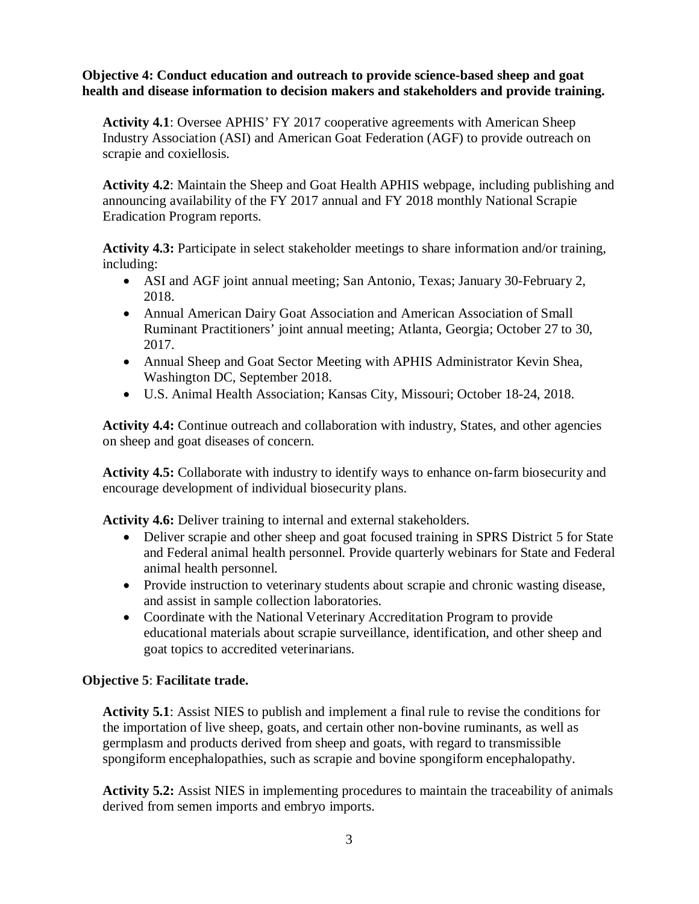**Objective 4: Conduct education and outreach to provide science-based sheep and goat health and disease information to decision makers and stakeholders and provide training.**

**Activity 4.1**: Oversee APHIS' FY 2017 cooperative agreements with American Sheep Industry Association (ASI) and American Goat Federation (AGF) to provide outreach on scrapie and coxiellosis.

**Activity 4.2**: Maintain the Sheep and Goat Health APHIS webpage, including publishing and announcing availability of the FY 2017 annual and FY 2018 monthly National Scrapie Eradication Program reports.

**Activity 4.3:** Participate in select stakeholder meetings to share information and/or training, including:

- ASI and AGF joint annual meeting; San Antonio, Texas; January 30-February 2, 2018.
- Annual American Dairy Goat Association and American Association of Small Ruminant Practitioners' joint annual meeting; Atlanta, Georgia; October 27 to 30, 2017.
- Annual Sheep and Goat Sector Meeting with APHIS Administrator Kevin Shea, Washington DC, September 2018.
- U.S. Animal Health Association; Kansas City, Missouri; October 18-24, 2018.

**Activity 4.4:** Continue outreach and collaboration with industry, States, and other agencies on sheep and goat diseases of concern.

**Activity 4.5:** Collaborate with industry to identify ways to enhance on-farm biosecurity and encourage development of individual biosecurity plans.

**Activity 4.6:** Deliver training to internal and external stakeholders.

- Deliver scrapie and other sheep and goat focused training in SPRS District 5 for State and Federal animal health personnel. Provide quarterly webinars for State and Federal animal health personnel.
- Provide instruction to veterinary students about scrapie and chronic wasting disease, and assist in sample collection laboratories.
- Coordinate with the National Veterinary Accreditation Program to provide educational materials about scrapie surveillance, identification, and other sheep and goat topics to accredited veterinarians.

**Objective 5**: **Facilitate trade.**

**Activity 5.1**: Assist NIES to publish and implement a final rule to revise the conditions for the importation of live sheep, goats, and certain other non-bovine ruminants, as well as germplasm and products derived from sheep and goats, with regard to transmissible spongiform encephalopathies, such as scrapie and bovine spongiform encephalopathy.

**Activity 5.2:** Assist NIES in implementing procedures to maintain the traceability of animals derived from semen imports and embryo imports.